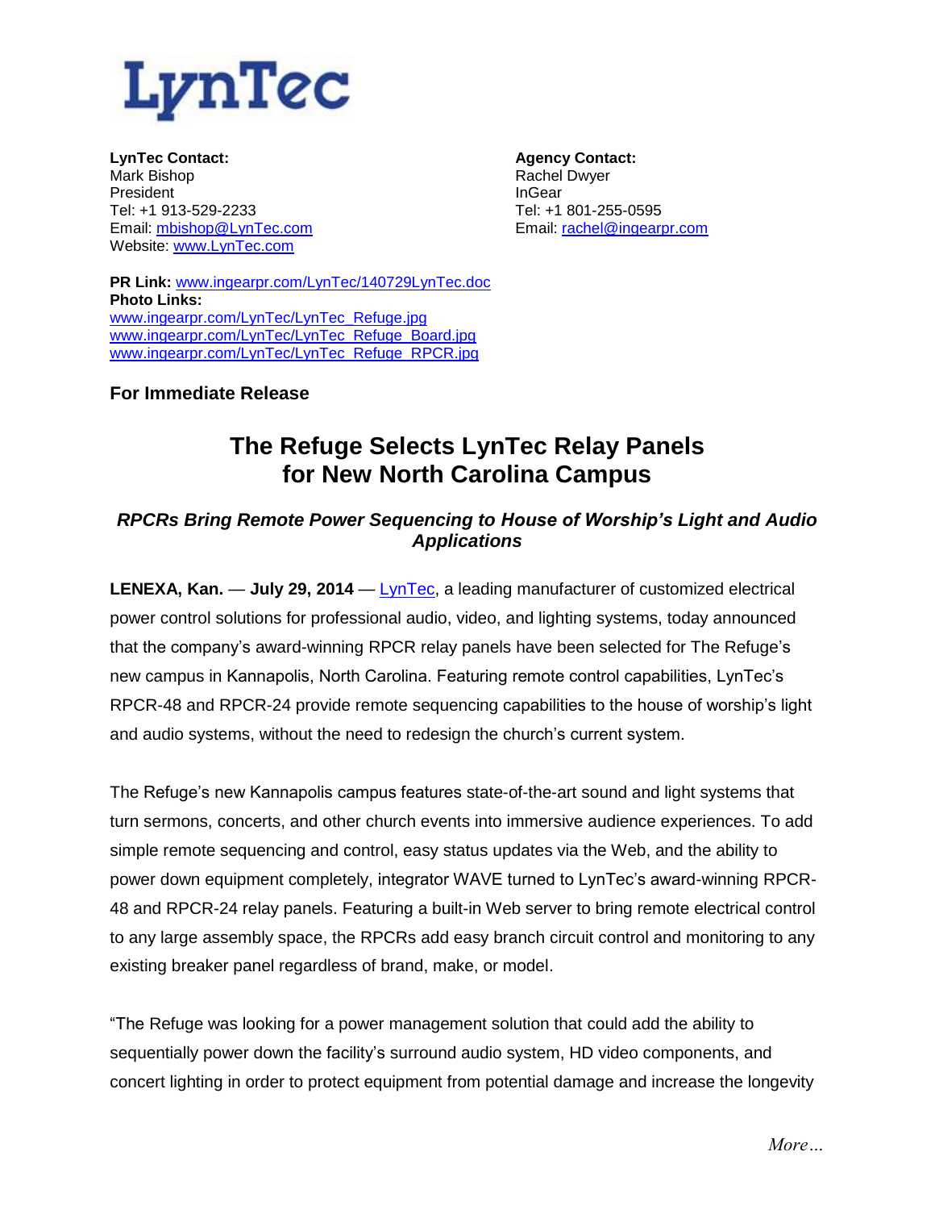LynTec

**LynTec Contact:**
Mark Bishop
President
Tel: +1 913-529-2233
Email: [mbishop@LynTec.com](mailto:mbishop@LynTec.com)
Website: [www.LynTec.com](http://www.LynTec.com)

**Agency Contact:**
Rachel Dwyer
InGear
Tel: +1 801-255-0595
Email: [rachel@ingearpr.com](mailto:rachel@ingearpr.com)

**PR Link:** [www.ingearpr.com/LynTec/140729LynTec.doc](http://www.ingearpr.com/LynTec/140729LynTec.doc)
**Photo Links:**
[www.ingearpr.com/LynTec/LynTec_Refuge.jpg](http://www.ingearpr.com/LynTec/LynTec_Refuge.jpg)
[www.ingearpr.com/LynTec/LynTec_Refuge_Board.jpg](http://www.ingearpr.com/LynTec/LynTec_Refuge_Board.jpg)
[www.ingearpr.com/LynTec/LynTec_Refuge_RPCR.jpg](http://www.ingearpr.com/LynTec/LynTec_Refuge_RPCR.jpg)

**For Immediate Release**

# The Refuge Selects LynTec Relay Panels for New North Carolina Campus

### *RPCRs Bring Remote Power Sequencing to House of Worship's Light and Audio Applications*

**LENEXA, Kan.** — **July 29, 2014** — LynTec, a leading manufacturer of customized electrical power control solutions for professional audio, video, and lighting systems, today announced that the company's award-winning RPCR relay panels have been selected for The Refuge's new campus in Kannapolis, North Carolina. Featuring remote control capabilities, LynTec's RPCR-48 and RPCR-24 provide remote sequencing capabilities to the house of worship's light and audio systems, without the need to redesign the church's current system.

The Refuge's new Kannapolis campus features state-of-the-art sound and light systems that turn sermons, concerts, and other church events into immersive audience experiences. To add simple remote sequencing and control, easy status updates via the Web, and the ability to power down equipment completely, integrator WAVE turned to LynTec's award-winning RPCR-48 and RPCR-24 relay panels. Featuring a built-in Web server to bring remote electrical control to any large assembly space, the RPCRs add easy branch circuit control and monitoring to any existing breaker panel regardless of brand, make, or model.

"The Refuge was looking for a power management solution that could add the ability to sequentially power down the facility's surround audio system, HD video components, and concert lighting in order to protect equipment from potential damage and increase the longevity

*More…*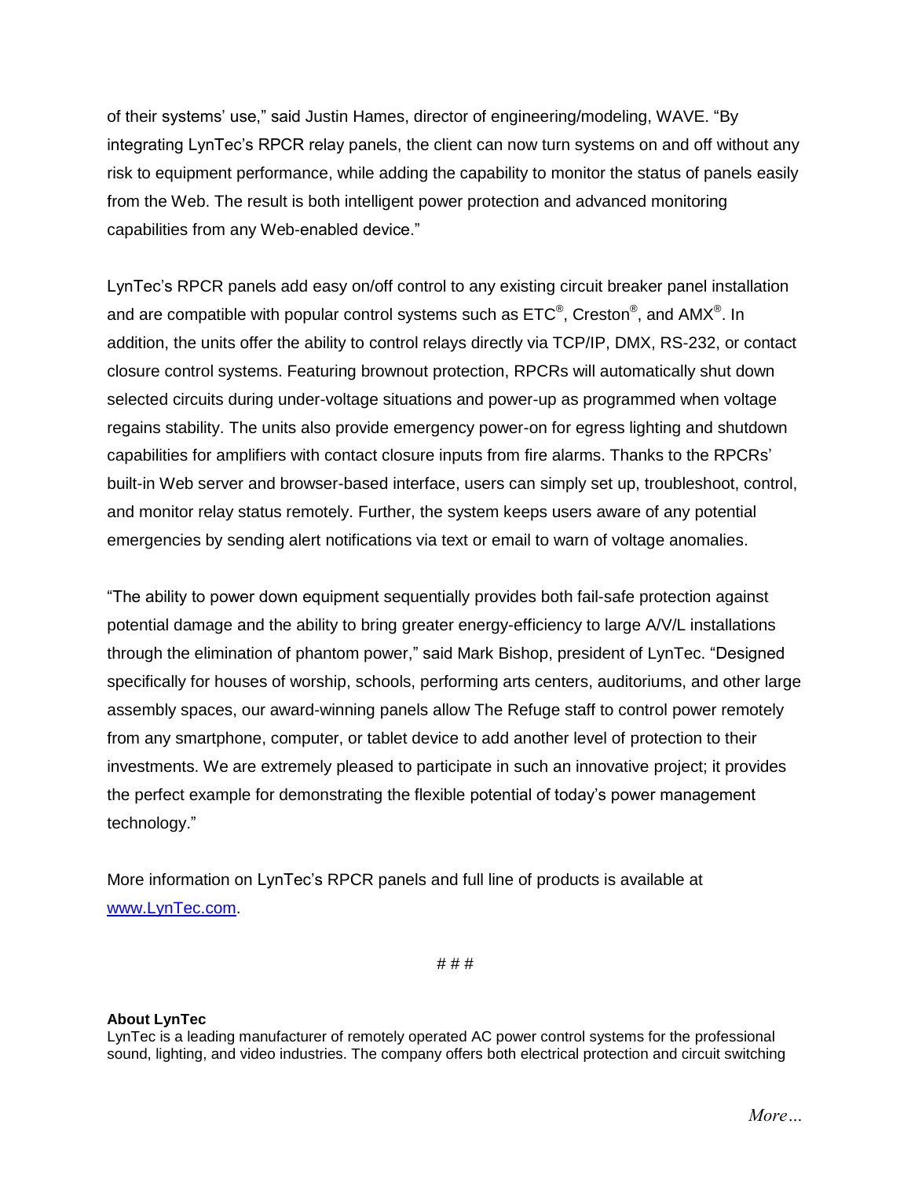of their systems' use," said Justin Hames, director of engineering/modeling, WAVE. "By integrating LynTec's RPCR relay panels, the client can now turn systems on and off without any risk to equipment performance, while adding the capability to monitor the status of panels easily from the Web. The result is both intelligent power protection and advanced monitoring capabilities from any Web-enabled device."

LynTec's RPCR panels add easy on/off control to any existing circuit breaker panel installation and are compatible with popular control systems such as ETC®, Creston®, and AMX®. In addition, the units offer the ability to control relays directly via TCP/IP, DMX, RS-232, or contact closure control systems. Featuring brownout protection, RPCRs will automatically shut down selected circuits during under-voltage situations and power-up as programmed when voltage regains stability. The units also provide emergency power-on for egress lighting and shutdown capabilities for amplifiers with contact closure inputs from fire alarms. Thanks to the RPCRs' built-in Web server and browser-based interface, users can simply set up, troubleshoot, control, and monitor relay status remotely. Further, the system keeps users aware of any potential emergencies by sending alert notifications via text or email to warn of voltage anomalies.

"The ability to power down equipment sequentially provides both fail-safe protection against potential damage and the ability to bring greater energy-efficiency to large A/V/L installations through the elimination of phantom power," said Mark Bishop, president of LynTec. "Designed specifically for houses of worship, schools, performing arts centers, auditoriums, and other large assembly spaces, our award-winning panels allow The Refuge staff to control power remotely from any smartphone, computer, or tablet device to add another level of protection to their investments. We are extremely pleased to participate in such an innovative project; it provides the perfect example for demonstrating the flexible potential of today's power management technology."

More information on LynTec's RPCR panels and full line of products is available at [www.LynTec.com](http://www.LynTec.com).

# # #

**About LynTec**
LynTec is a leading manufacturer of remotely operated AC power control systems for the professional sound, lighting, and video industries. The company offers both electrical protection and circuit switching

*More…*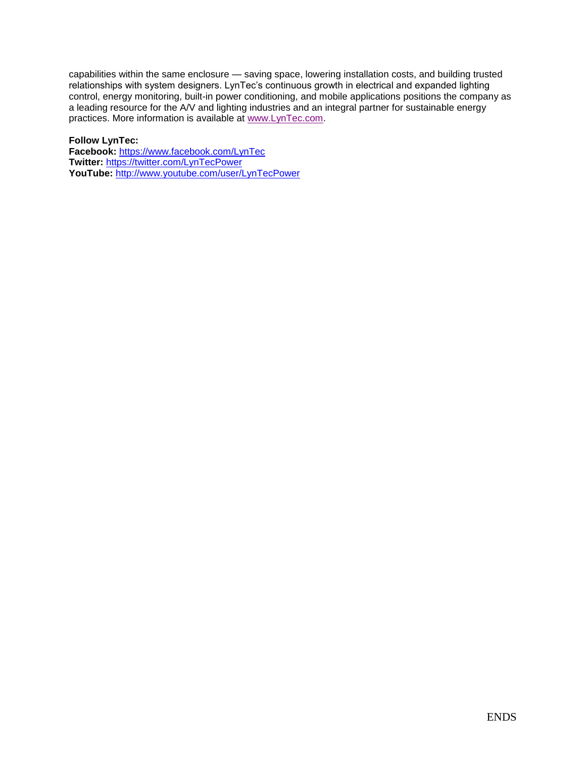capabilities within the same enclosure — saving space, lowering installation costs, and building trusted relationships with system designers. LynTec's continuous growth in electrical and expanded lighting control, energy monitoring, built-in power conditioning, and mobile applications positions the company as a leading resource for the A/V and lighting industries and an integral partner for sustainable energy practices. More information is available at [www.LynTec.com](http://www.LynTec.com).

**Follow LynTec:**
**Facebook:** https://www.facebook.com/LynTec
**Twitter:** https://twitter.com/LynTecPower
**YouTube:** http://www.youtube.com/user/LynTecPower

ENDS